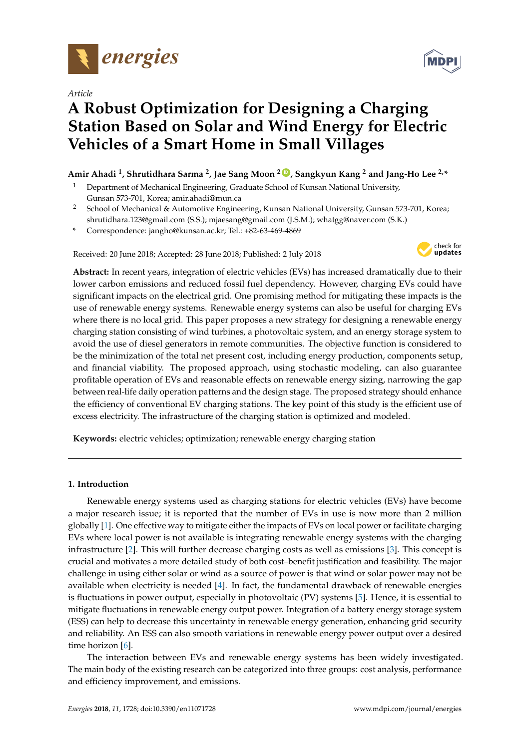*Article*

# A Robust Optimization for Designing a Charging Station Based on Solar and Wind Energy for Electric Vehicles of a Smart Home in Small Villages

**Amir Ahadi [1], Shrutidhara Sarma [2], Jae Sang Moon [2], Sangkyun Kang [2] and Jang-Ho Lee [2,*]**

[1] Department of Mechanical Engineering, Graduate School of Kunsan National University, Gunsan 573-701, Korea; amir.ahadi@mun.ca

[2] School of Mechanical & Automotive Engineering, Kunsan National University, Gunsan 573-701, Korea; shrutidhara.123@gmail.com (S.S.); mjaesang@gmail.com (J.S.M.); whatgg@naver.com (S.K.)

[*] Correspondence: jangho@kunsan.ac.kr; Tel.: +82-63-469-4869

Received: 20 June 2018; Accepted: 28 June 2018; Published: 2 July 2018

**Abstract:** In recent years, integration of electric vehicles (EVs) has increased dramatically due to their lower carbon emissions and reduced fossil fuel dependency. However, charging EVs could have significant impacts on the electrical grid. One promising method for mitigating these impacts is the use of renewable energy systems. Renewable energy systems can also be useful for charging EVs where there is no local grid. This paper proposes a new strategy for designing a renewable energy charging station consisting of wind turbines, a photovoltaic system, and an energy storage system to avoid the use of diesel generators in remote communities. The objective function is considered to be the minimization of the total net present cost, including energy production, components setup, and financial viability. The proposed approach, using stochastic modeling, can also guarantee profitable operation of EVs and reasonable effects on renewable energy sizing, narrowing the gap between real-life daily operation patterns and the design stage. The proposed strategy should enhance the efficiency of conventional EV charging stations. The key point of this study is the efficient use of excess electricity. The infrastructure of the charging station is optimized and modeled.

**Keywords:** electric vehicles; optimization; renewable energy charging station

## 1. Introduction

Renewable energy systems used as charging stations for electric vehicles (EVs) have become a major research issue; it is reported that the number of EVs in use is now more than 2 million globally [1]. One effective way to mitigate either the impacts of EVs on local power or facilitate charging EVs where local power is not available is integrating renewable energy systems with the charging infrastructure [2]. This will further decrease charging costs as well as emissions [3]. This concept is crucial and motivates a more detailed study of both cost–benefit justification and feasibility. The major challenge in using either solar or wind as a source of power is that wind or solar power may not be available when electricity is needed [4]. In fact, the fundamental drawback of renewable energies is fluctuations in power output, especially in photovoltaic (PV) systems [5]. Hence, it is essential to mitigate fluctuations in renewable energy output power. Integration of a battery energy storage system (ESS) can help to decrease this uncertainty in renewable energy generation, enhancing grid security and reliability. An ESS can also smooth variations in renewable energy power output over a desired time horizon [6].

The interaction between EVs and renewable energy systems has been widely investigated. The main body of the existing research can be categorized into three groups: cost analysis, performance and efficiency improvement, and emissions.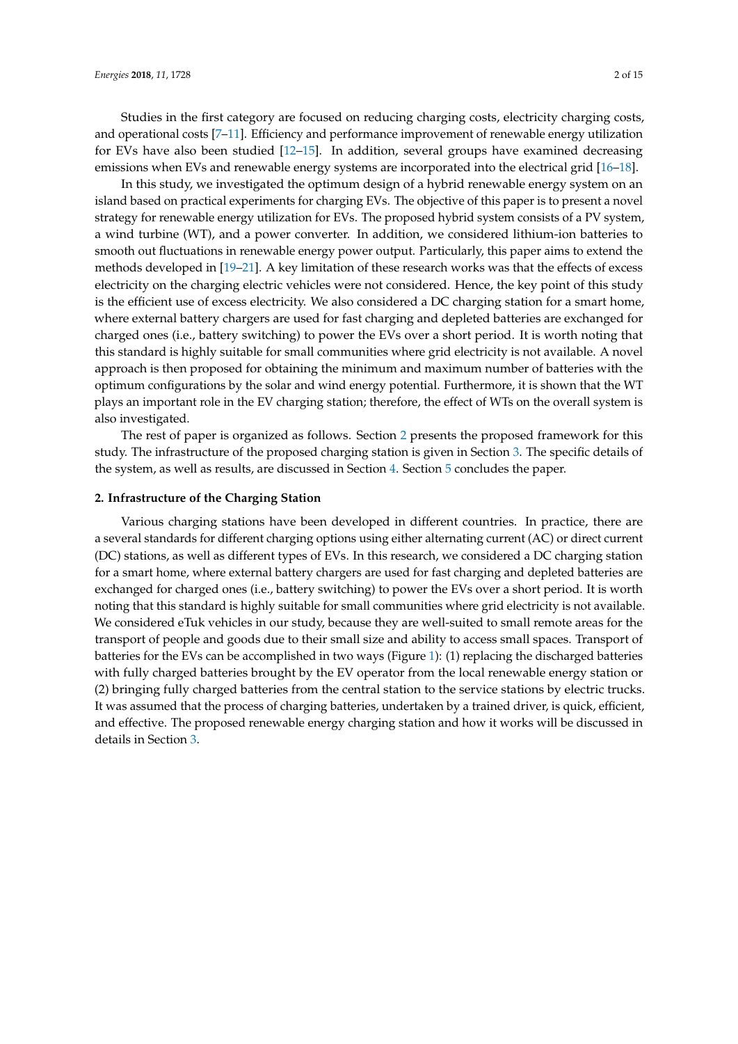Studies in the first category are focused on reducing charging costs, electricity charging costs, and operational costs [7–11]. Efficiency and performance improvement of renewable energy utilization for EVs have also been studied [12–15]. In addition, several groups have examined decreasing emissions when EVs and renewable energy systems are incorporated into the electrical grid [16–18].

In this study, we investigated the optimum design of a hybrid renewable energy system on an island based on practical experiments for charging EVs. The objective of this paper is to present a novel strategy for renewable energy utilization for EVs. The proposed hybrid system consists of a PV system, a wind turbine (WT), and a power converter. In addition, we considered lithium-ion batteries to smooth out fluctuations in renewable energy power output. Particularly, this paper aims to extend the methods developed in [19–21]. A key limitation of these research works was that the effects of excess electricity on the charging electric vehicles were not considered. Hence, the key point of this study is the efficient use of excess electricity. We also considered a DC charging station for a smart home, where external battery chargers are used for fast charging and depleted batteries are exchanged for charged ones (i.e., battery switching) to power the EVs over a short period. It is worth noting that this standard is highly suitable for small communities where grid electricity is not available. A novel approach is then proposed for obtaining the minimum and maximum number of batteries with the optimum configurations by the solar and wind energy potential. Furthermore, it is shown that the WT plays an important role in the EV charging station; therefore, the effect of WTs on the overall system is also investigated.

The rest of paper is organized as follows. Section 2 presents the proposed framework for this study. The infrastructure of the proposed charging station is given in Section 3. The specific details of the system, as well as results, are discussed in Section 4. Section 5 concludes the paper.

## 2. Infrastructure of the Charging Station

Various charging stations have been developed in different countries. In practice, there are a several standards for different charging options using either alternating current (AC) or direct current (DC) stations, as well as different types of EVs. In this research, we considered a DC charging station for a smart home, where external battery chargers are used for fast charging and depleted batteries are exchanged for charged ones (i.e., battery switching) to power the EVs over a short period. It is worth noting that this standard is highly suitable for small communities where grid electricity is not available. We considered eTuk vehicles in our study, because they are well-suited to small remote areas for the transport of people and goods due to their small size and ability to access small spaces. Transport of batteries for the EVs can be accomplished in two ways (Figure 1): (1) replacing the discharged batteries with fully charged batteries brought by the EV operator from the local renewable energy station or (2) bringing fully charged batteries from the central station to the service stations by electric trucks. It was assumed that the process of charging batteries, undertaken by a trained driver, is quick, efficient, and effective. The proposed renewable energy charging station and how it works will be discussed in details in Section 3.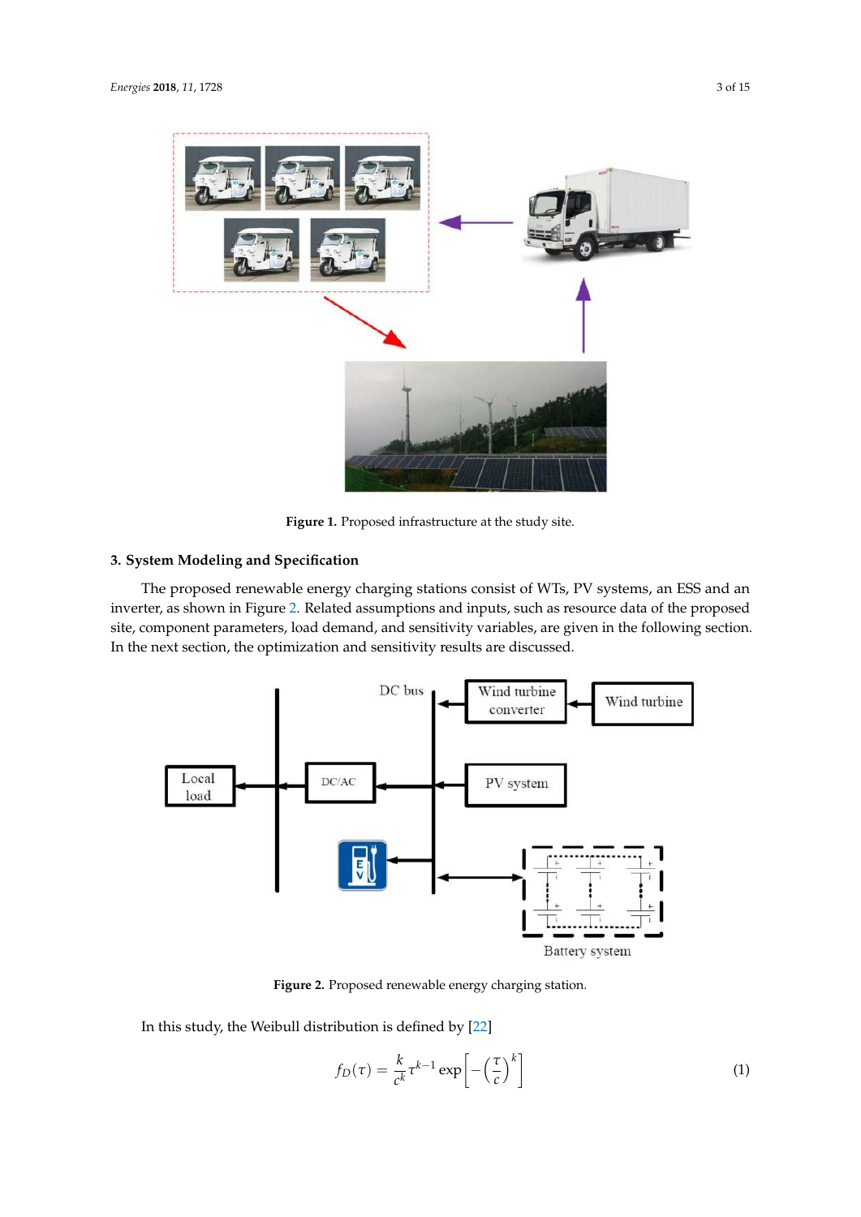Figure 1. Proposed infrastructure at the study site.

## 3. System Modeling and Specification

The proposed renewable energy charging stations consist of WTs, PV systems, an ESS and an inverter, as shown in Figure 2. Related assumptions and inputs, such as resource data of the proposed site, component parameters, load demand, and sensitivity variables, are given in the following section. In the next section, the optimization and sensitivity results are discussed.

Figure 2. Proposed renewable energy charging station.

In this study, the Weibull distribution is defined by [22]

$$f_D(\tau) = \frac{k}{c^k}\tau^{k-1}\exp\left[-\left(\frac{\tau}{c}\right)^k\right] \quad (1)$$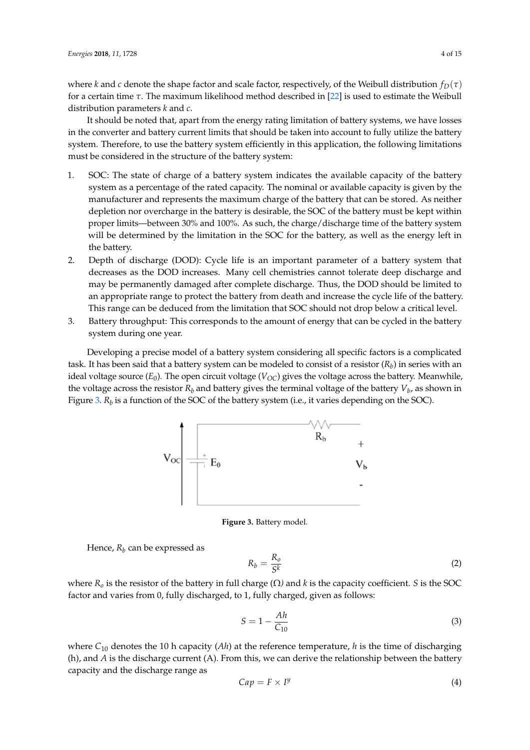where $k$ and $c$ denote the shape factor and scale factor, respectively, of the Weibull distribution $f_D(\tau)$ for a certain time $\tau$. The maximum likelihood method described in [22] is used to estimate the Weibull distribution parameters $k$ and $c$.

It should be noted that, apart from the energy rating limitation of battery systems, we have losses in the converter and battery current limits that should be taken into account to fully utilize the battery system. Therefore, to use the battery system efficiently in this application, the following limitations must be considered in the structure of the battery system:

1. SOC: The state of charge of a battery system indicates the available capacity of the battery system as a percentage of the rated capacity. The nominal or available capacity is given by the manufacturer and represents the maximum charge of the battery that can be stored. As neither depletion nor overcharge in the battery is desirable, the SOC of the battery must be kept within proper limits—between 30% and 100%. As such, the charge/discharge time of the battery system will be determined by the limitation in the SOC for the battery, as well as the energy left in the battery.
2. Depth of discharge (DOD): Cycle life is an important parameter of a battery system that decreases as the DOD increases. Many cell chemistries cannot tolerate deep discharge and may be permanently damaged after complete discharge. Thus, the DOD should be limited to an appropriate range to protect the battery from death and increase the cycle life of the battery. This range can be deduced from the limitation that SOC should not drop below a critical level.
3. Battery throughput: This corresponds to the amount of energy that can be cycled in the battery system during one year.

Developing a precise model of a battery system considering all specific factors is a complicated task. It has been said that a battery system can be modeled to consist of a resistor ($R_b$) in series with an ideal voltage source ($E_0$). The open circuit voltage ($V_{OC}$) gives the voltage across the battery. Meanwhile, the voltage across the resistor $R_b$ and battery gives the terminal voltage of the battery $V_b$, as shown in Figure 3. $R_b$ is a function of the SOC of the battery system (i.e., it varies depending on the SOC).

**Figure 3.** Battery model.

Hence, $R_b$ can be expressed as

$$R_b = \frac{R_o}{S^k} \tag{2}$$

where $R_o$ is the resistor of the battery in full charge (Ω) and $k$ is the capacity coefficient. $S$ is the SOC factor and varies from 0, fully discharged, to 1, fully charged, given as follows:

$$S = 1 - \frac{Ah}{C_{10}} \tag{3}$$

where $C_{10}$ denotes the 10 h capacity ($Ah$) at the reference temperature, $h$ is the time of discharging (h), and $A$ is the discharge current (A). From this, we can derive the relationship between the battery capacity and the discharge range as

$$Cap = F \times I^y \tag{4}$$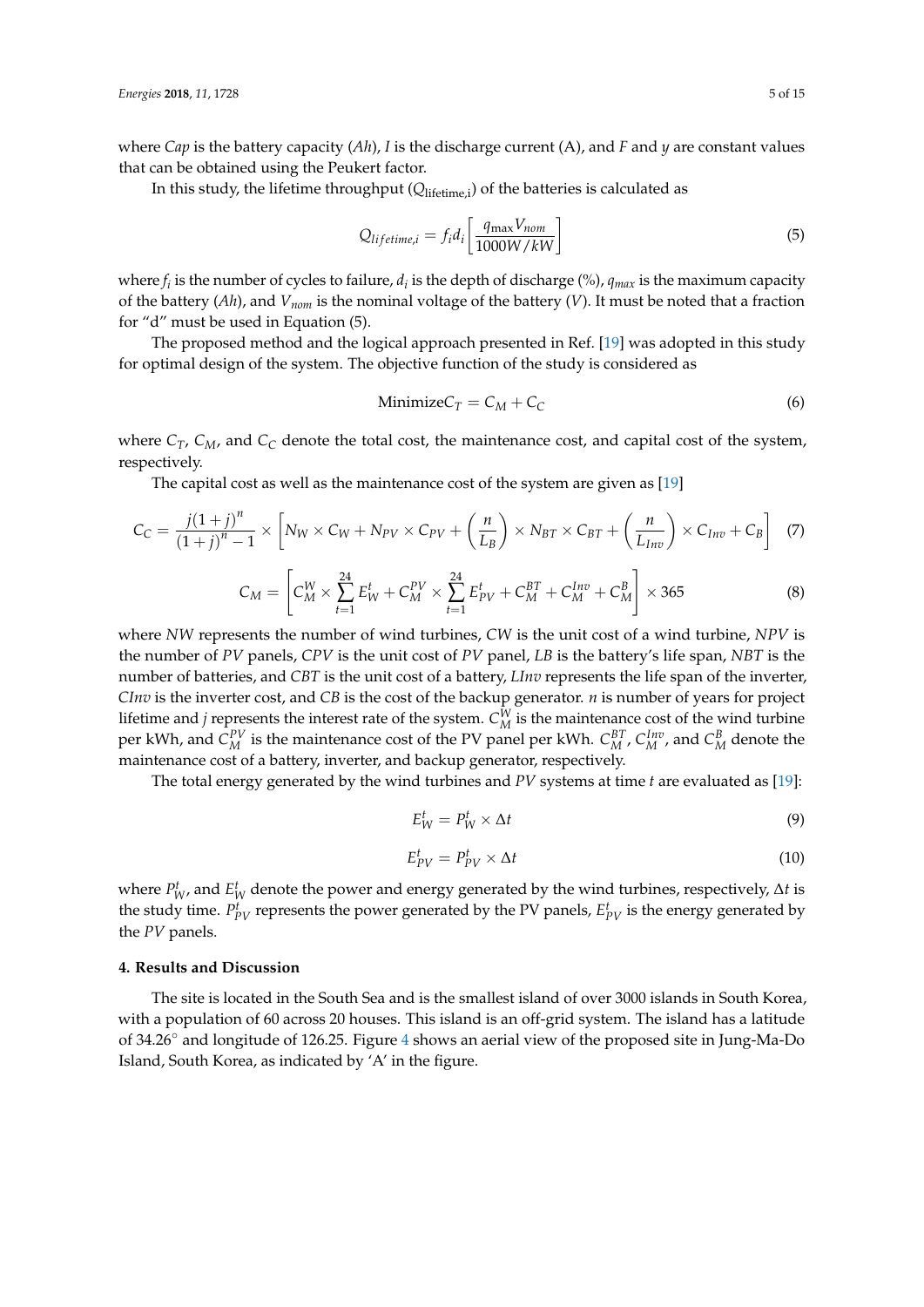where *Cap* is the battery capacity (*Ah*), *I* is the discharge current (A), and *F* and *y* are constant values that can be obtained using the Peukert factor.

In this study, the lifetime throughput ($Q_{\text{lifetime,i}}$) of the batteries is calculated as

$$Q_{lifetime,i} = f_i d_i \left[ \frac{q_{\max} V_{nom}}{1000W/kW} \right] \tag{5}$$

where $f_i$ is the number of cycles to failure, $d_i$ is the depth of discharge (%), $q_{max}$ is the maximum capacity of the battery (*Ah*), and $V_{nom}$ is the nominal voltage of the battery (*V*). It must be noted that a fraction for "d" must be used in Equation (5).

The proposed method and the logical approach presented in Ref. [19] was adopted in this study for optimal design of the system. The objective function of the study is considered as

$$\text{Minimize} C_T = C_M + C_C \tag{6}$$

where $C_T$, $C_M$, and $C_C$ denote the total cost, the maintenance cost, and capital cost of the system, respectively.

The capital cost as well as the maintenance cost of the system are given as [19]

$$C_C = \frac{j(1+j)^n}{(1+j)^n - 1} \times \left[ N_W \times C_W + N_{PV} \times C_{PV} + \left( \frac{n}{L_B} \right) \times N_{BT} \times C_{BT} + \left( \frac{n}{L_{Inv}} \right) \times C_{Inv} + C_B \right] \tag{7}$$

$$C_M = \left[ C_M^W \times \sum_{t=1}^{24} E_W^t + C_M^{PV} \times \sum_{t=1}^{24} E_{PV}^t + C_M^{BT} + C_M^{Inv} + C_M^B \right] \times 365 \tag{8}$$

where *NW* represents the number of wind turbines, *CW* is the unit cost of a wind turbine, *NPV* is the number of *PV* panels, *CPV* is the unit cost of *PV* panel, *LB* is the battery's life span, *NBT* is the number of batteries, and *CBT* is the unit cost of a battery, *LInv* represents the life span of the inverter, *CInv* is the inverter cost, and *CB* is the cost of the backup generator. *n* is number of years for project lifetime and *j* represents the interest rate of the system. $C_M^W$ is the maintenance cost of the wind turbine per kWh, and $C_M^{PV}$ is the maintenance cost of the PV panel per kWh. $C_M^{BT}$, $C_M^{Inv}$, and $C_M^B$ denote the maintenance cost of a battery, inverter, and backup generator, respectively.

The total energy generated by the wind turbines and *PV* systems at time *t* are evaluated as [19]:

$$E_W^t = P_W^t \times \Delta t \tag{9}$$

$$E_{PV}^t = P_{PV}^t \times \Delta t \tag{10}$$

where $P_W^t$, and $E_W^t$ denote the power and energy generated by the wind turbines, respectively, $\Delta t$ is the study time. $P_{PV}^t$ represents the power generated by the PV panels, $E_{PV}^t$ is the energy generated by the *PV* panels.

## 4. Results and Discussion

The site is located in the South Sea and is the smallest island of over 3000 islands in South Korea, with a population of 60 across 20 houses. This island is an off-grid system. The island has a latitude of 34.26° and longitude of 126.25. Figure 4 shows an aerial view of the proposed site in Jung-Ma-Do Island, South Korea, as indicated by 'A' in the figure.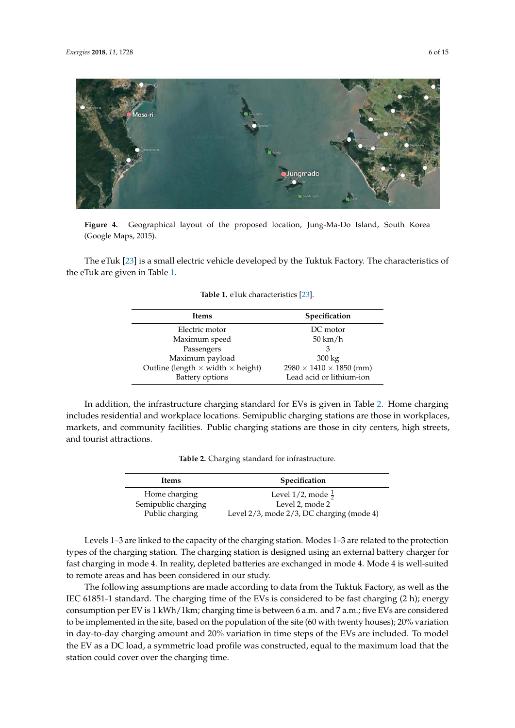**Figure 4.** Geographical layout of the proposed location, Jung-Ma-Do Island, South Korea (Google Maps, 2015).

The eTuk [23] is a small electric vehicle developed by the Tuktuk Factory. The characteristics of the eTuk are given in Table 1.

**Table 1.** eTuk characteristics [23].

| Items | Specification |
|---|---|
| Electric motor | DC motor |
| Maximum speed | 50 km/h |
| Passengers | 3 |
| Maximum payload | 300 kg |
| Outline (length $\times$ width $\times$ height) | $2980 \times 1410 \times 1850$ (mm) |
| Battery options | Lead acid or lithium-ion |

In addition, the infrastructure charging standard for EVs is given in Table 2. Home charging includes residential and workplace locations. Semipublic charging stations are those in workplaces, markets, and community facilities. Public charging stations are those in city centers, high streets, and tourist attractions.

**Table 2.** Charging standard for infrastructure.

| Items | Specification |
|---|---|
| Home charging | Level 1/2, mode $\frac{1}{2}$ |
| Semipublic charging | Level 2, mode 2 |
| Public charging | Level 2/3, mode 2/3, DC charging (mode 4) |

Levels 1–3 are linked to the capacity of the charging station. Modes 1–3 are related to the protection types of the charging station. The charging station is designed using an external battery charger for fast charging in mode 4. In reality, depleted batteries are exchanged in mode 4. Mode 4 is well-suited to remote areas and has been considered in our study.

The following assumptions are made according to data from the Tuktuk Factory, as well as the IEC 61851-1 standard. The charging time of the EVs is considered to be fast charging (2 h); energy consumption per EV is 1 kWh/1km; charging time is between 6 a.m. and 7 a.m.; five EVs are considered to be implemented in the site, based on the population of the site (60 with twenty houses); 20% variation in day-to-day charging amount and 20% variation in time steps of the EVs are included. To model the EV as a DC load, a symmetric load profile was constructed, equal to the maximum load that the station could cover over the charging time.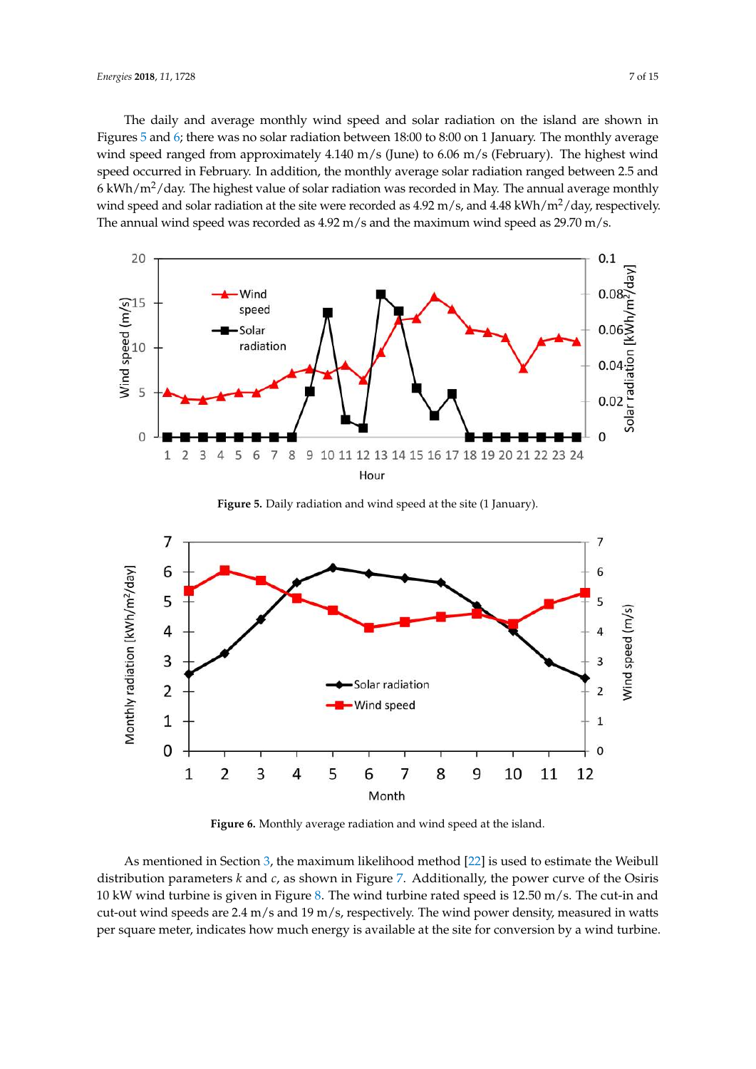The daily and average monthly wind speed and solar radiation on the island are shown in Figures 5 and 6; there was no solar radiation between 18:00 to 8:00 on 1 January. The monthly average wind speed ranged from approximately 4.140 m/s (June) to 6.06 m/s (February). The highest wind speed occurred in February. In addition, the monthly average solar radiation ranged between 2.5 and 6 kWh/m$^2$/day. The highest value of solar radiation was recorded in May. The annual average monthly wind speed and solar radiation at the site were recorded as 4.92 m/s, and 4.48 kWh/m$^2$/day, respectively. The annual wind speed was recorded as 4.92 m/s and the maximum wind speed as 29.70 m/s.

**Figure 5.** Daily radiation and wind speed at the site (1 January).

**Figure 6.** Monthly average radiation and wind speed at the island.

As mentioned in Section 3, the maximum likelihood method [22] is used to estimate the Weibull distribution parameters $k$ and $c$, as shown in Figure 7. Additionally, the power curve of the Osiris 10 kW wind turbine is given in Figure 8. The wind turbine rated speed is 12.50 m/s. The cut-in and cut-out wind speeds are 2.4 m/s and 19 m/s, respectively. The wind power density, measured in watts per square meter, indicates how much energy is available at the site for conversion by a wind turbine.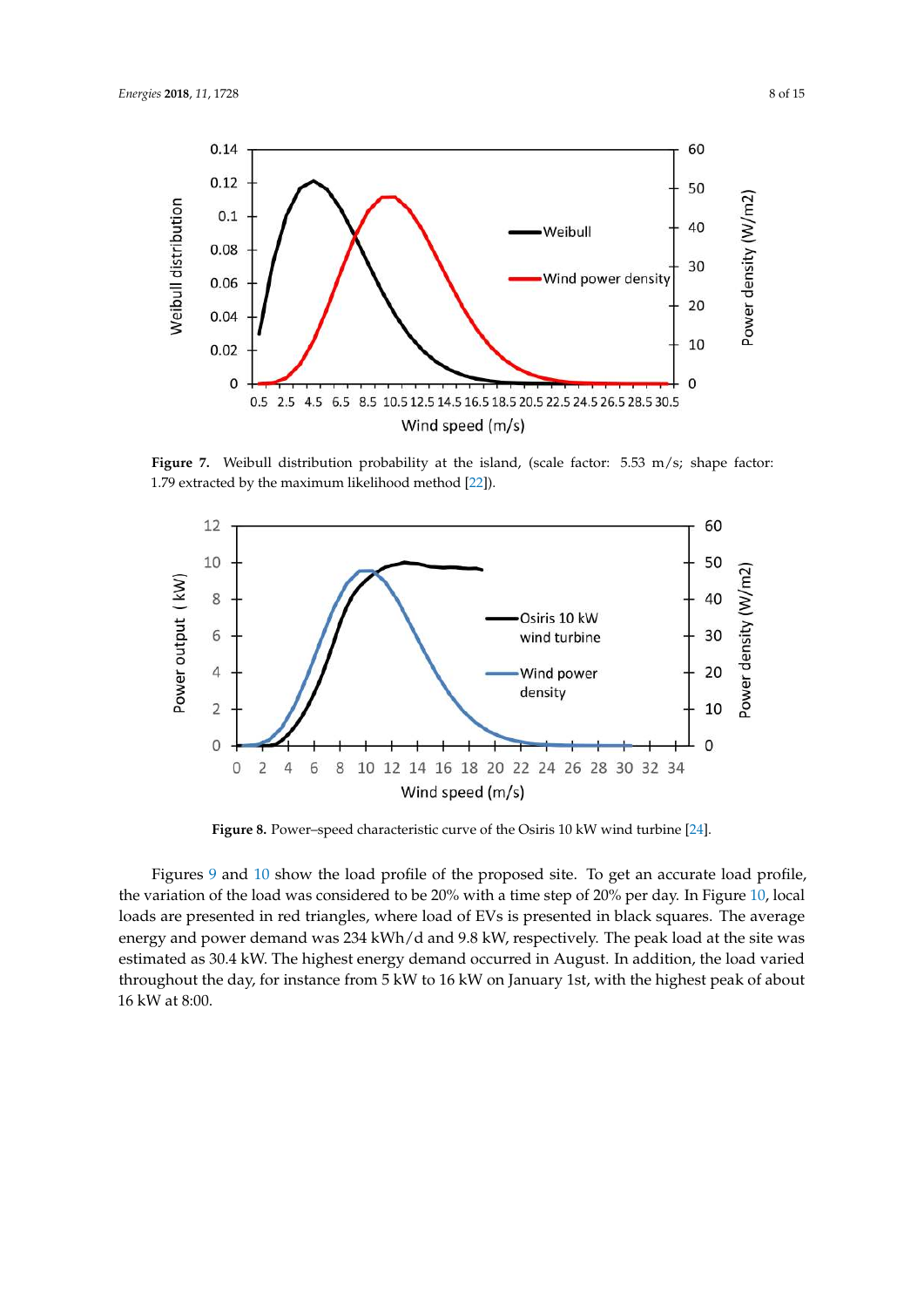**Figure 7.** Weibull distribution probability at the island, (scale factor: 5.53 m/s; shape factor: 1.79 extracted by the maximum likelihood method [22]).

**Figure 8.** Power–speed characteristic curve of the Osiris 10 kW wind turbine [24].

Figures 9 and 10 show the load profile of the proposed site. To get an accurate load profile, the variation of the load was considered to be 20% with a time step of 20% per day. In Figure 10, local loads are presented in red triangles, where load of EVs is presented in black squares. The average energy and power demand was 234 kWh/d and 9.8 kW, respectively. The peak load at the site was estimated as 30.4 kW. The highest energy demand occurred in August. In addition, the load varied throughout the day, for instance from 5 kW to 16 kW on January 1st, with the highest peak of about 16 kW at 8:00.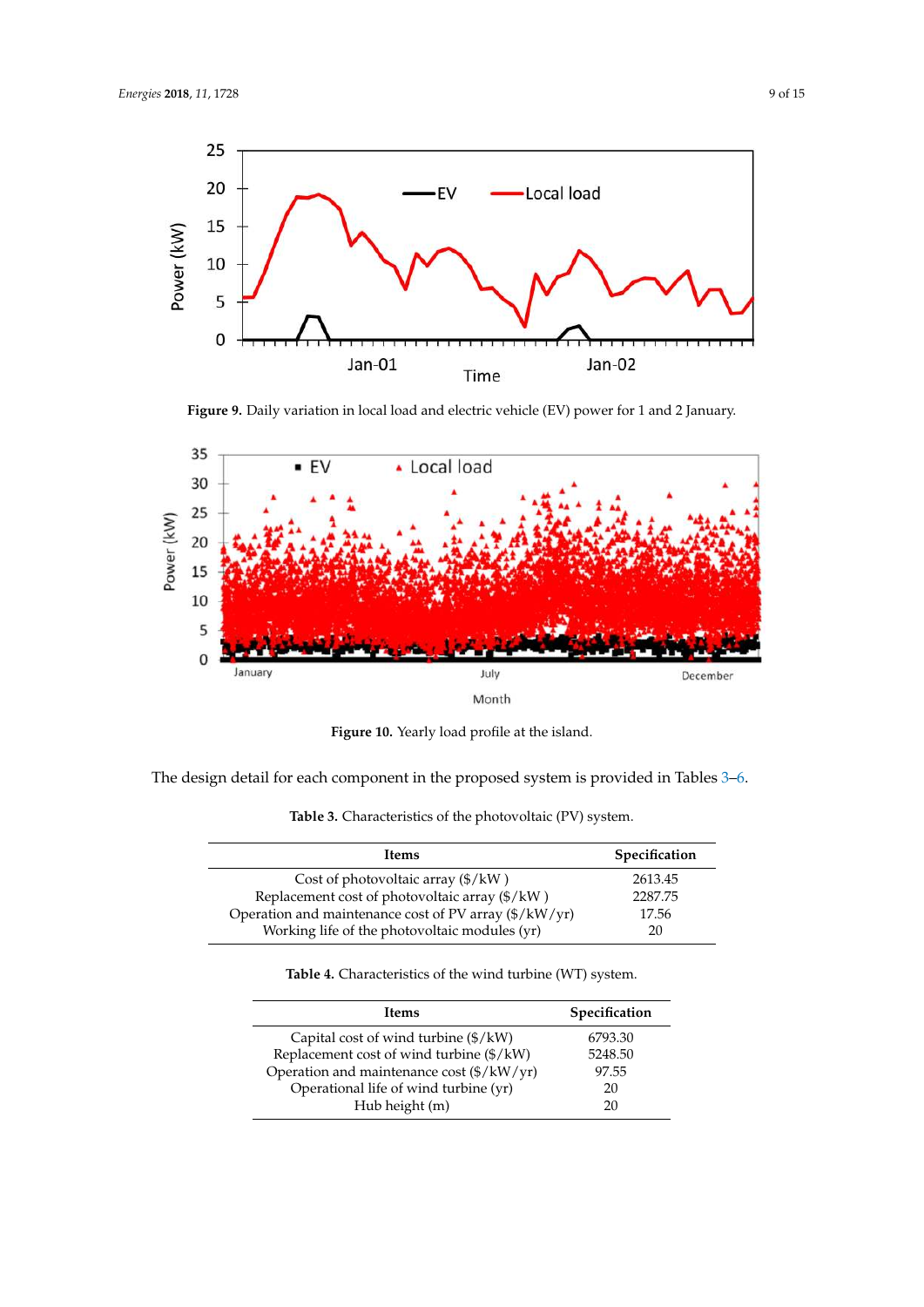Figure 9. Daily variation in local load and electric vehicle (EV) power for 1 and 2 January.

Figure 10. Yearly load profile at the island.

The design detail for each component in the proposed system is provided in Tables 3–6.

**Table 3.** Characteristics of the photovoltaic (PV) system.

| Items | Specification |
|---|---|
| Cost of photovoltaic array ($/kW ) | 2613.45 |
| Replacement cost of photovoltaic array ($/kW ) | 2287.75 |
| Operation and maintenance cost of PV array ($/kW/yr) | 17.56 |
| Working life of the photovoltaic modules (yr) | 20 |

**Table 4.** Characteristics of the wind turbine (WT) system.

| Items | Specification |
|---|---|
| Capital cost of wind turbine ($/kW) | 6793.30 |
| Replacement cost of wind turbine ($/kW) | 5248.50 |
| Operation and maintenance cost ($/kW/yr) | 97.55 |
| Operational life of wind turbine (yr) | 20 |
| Hub height (m) | 20 |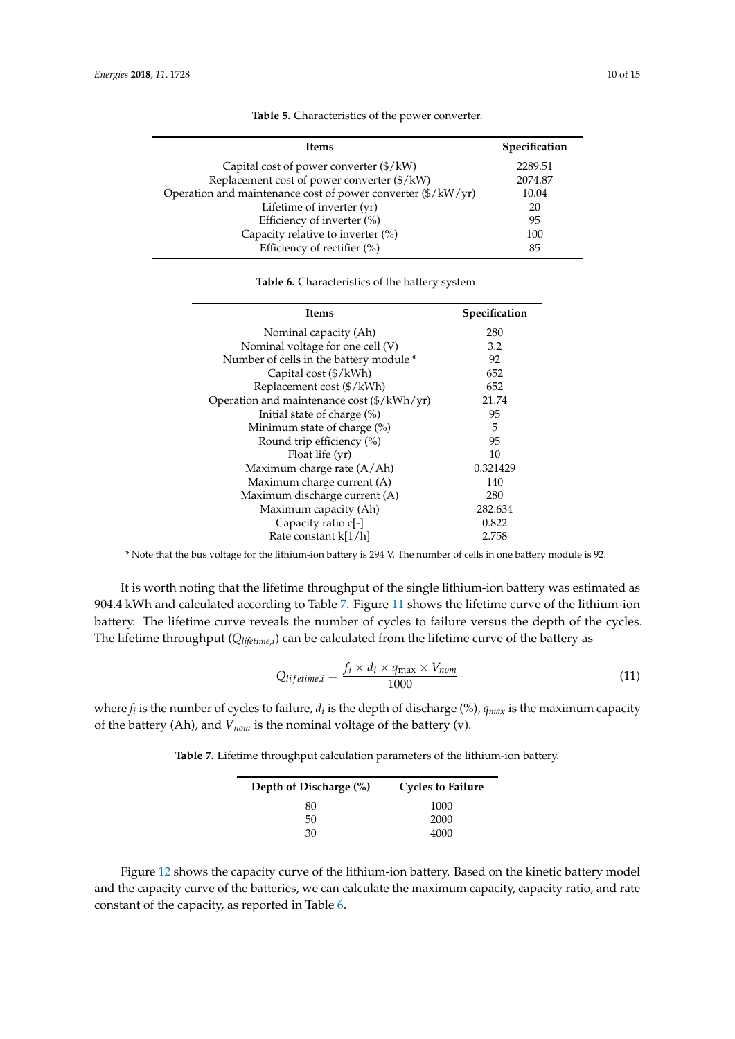**Table 5.** Characteristics of the power converter.

| Items | Specification |
| --- | --- |
| Capital cost of power converter ($/kW) | 2289.51 |
| Replacement cost of power converter ($/kW) | 2074.87 |
| Operation and maintenance cost of power converter ($/kW/yr) | 10.04 |
| Lifetime of inverter (yr) | 20 |
| Efficiency of inverter (%) | 95 |
| Capacity relative to inverter (%) | 100 |
| Efficiency of rectifier (%) | 85 |

**Table 6.** Characteristics of the battery system.

| Items | Specification |
| --- | --- |
| Nominal capacity (Ah) | 280 |
| Nominal voltage for one cell (V) | 3.2 |
| Number of cells in the battery module * | 92 |
| Capital cost ($/kWh) | 652 |
| Replacement cost ($/kWh) | 652 |
| Operation and maintenance cost ($/kWh/yr) | 21.74 |
| Initial state of charge (%) | 95 |
| Minimum state of charge (%) | 5 |
| Round trip efficiency (%) | 95 |
| Float life (yr) | 10 |
| Maximum charge rate (A/Ah) | 0.321429 |
| Maximum charge current (A) | 140 |
| Maximum discharge current (A) | 280 |
| Maximum capacity (Ah) | 282.634 |
| Capacity ratio c[-] | 0.822 |
| Rate constant k[1/h] | 2.758 |

* Note that the bus voltage for the lithium-ion battery is 294 V. The number of cells in one battery module is 92.

It is worth noting that the lifetime throughput of the single lithium-ion battery was estimated as 904.4 kWh and calculated according to Table 7. Figure 11 shows the lifetime curve of the lithium-ion battery. The lifetime curve reveals the number of cycles to failure versus the depth of the cycles. The lifetime throughput ($Q_{lifetime,i}$) can be calculated from the lifetime curve of the battery as

$$Q_{lifetime,i} = \frac{f_i \times d_i \times q_{\max} \times V_{nom}}{1000} \tag{11}$$

where $f_i$ is the number of cycles to failure, $d_i$ is the depth of discharge (%), $q_{max}$ is the maximum capacity of the battery (Ah), and $V_{nom}$ is the nominal voltage of the battery (v).

**Table 7.** Lifetime throughput calculation parameters of the lithium-ion battery.

| Depth of Discharge (%) | Cycles to Failure |
| --- | --- |
| 80 | 1000 |
| 50 | 2000 |
| 30 | 4000 |

Figure 12 shows the capacity curve of the lithium-ion battery. Based on the kinetic battery model and the capacity curve of the batteries, we can calculate the maximum capacity, capacity ratio, and rate constant of the capacity, as reported in Table 6.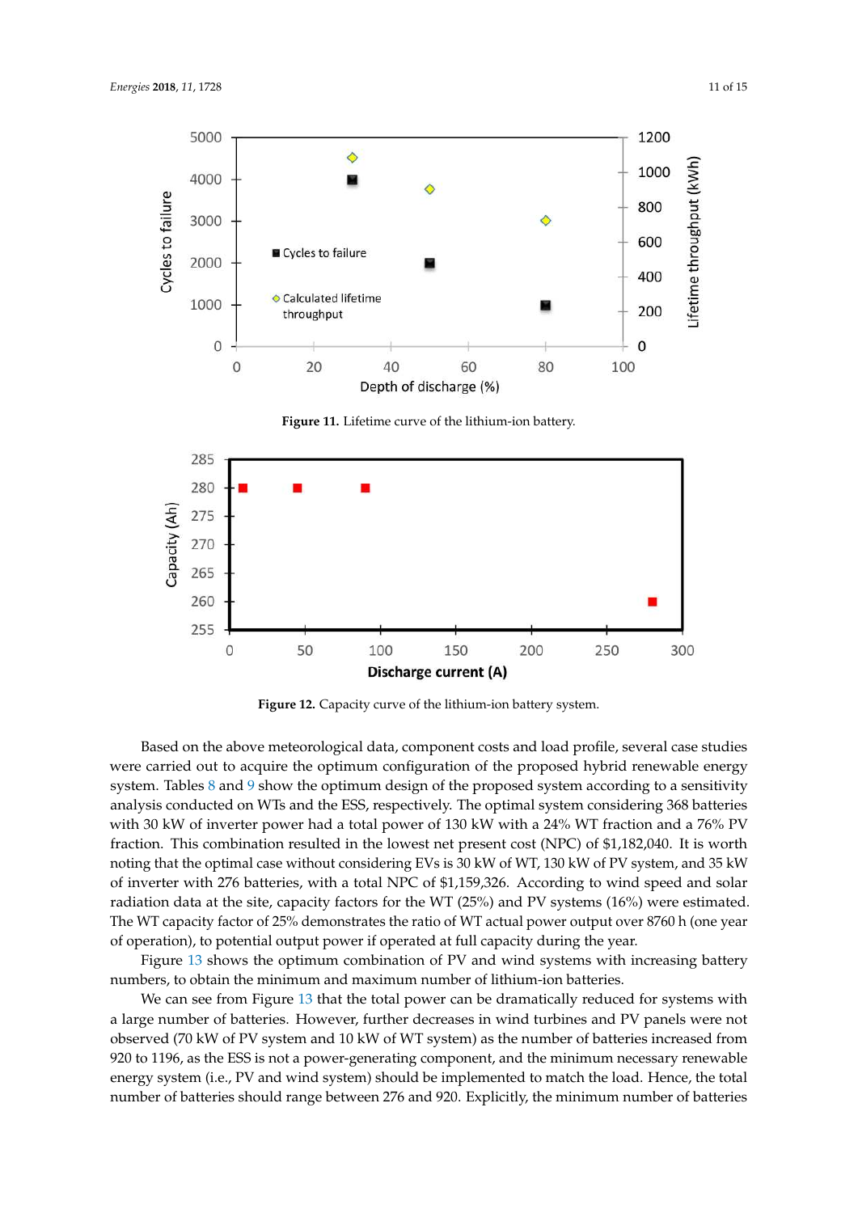Figure 11. Lifetime curve of the lithium-ion battery.

Figure 12. Capacity curve of the lithium-ion battery system.

Based on the above meteorological data, component costs and load profile, several case studies were carried out to acquire the optimum configuration of the proposed hybrid renewable energy system. Tables 8 and 9 show the optimum design of the proposed system according to a sensitivity analysis conducted on WTs and the ESS, respectively. The optimal system considering 368 batteries with 30 kW of inverter power had a total power of 130 kW with a 24% WT fraction and a 76% PV fraction. This combination resulted in the lowest net present cost (NPC) of $1,182,040. It is worth noting that the optimal case without considering EVs is 30 kW of WT, 130 kW of PV system, and 35 kW of inverter with 276 batteries, with a total NPC of $1,159,326. According to wind speed and solar radiation data at the site, capacity factors for the WT (25%) and PV systems (16%) were estimated. The WT capacity factor of 25% demonstrates the ratio of WT actual power output over 8760 h (one year of operation), to potential output power if operated at full capacity during the year.

Figure 13 shows the optimum combination of PV and wind systems with increasing battery numbers, to obtain the minimum and maximum number of lithium-ion batteries.

We can see from Figure 13 that the total power can be dramatically reduced for systems with a large number of batteries. However, further decreases in wind turbines and PV panels were not observed (70 kW of PV system and 10 kW of WT system) as the number of batteries increased from 920 to 1196, as the ESS is not a power-generating component, and the minimum necessary renewable energy system (i.e., PV and wind system) should be implemented to match the load. Hence, the total number of batteries should range between 276 and 920. Explicitly, the minimum number of batteries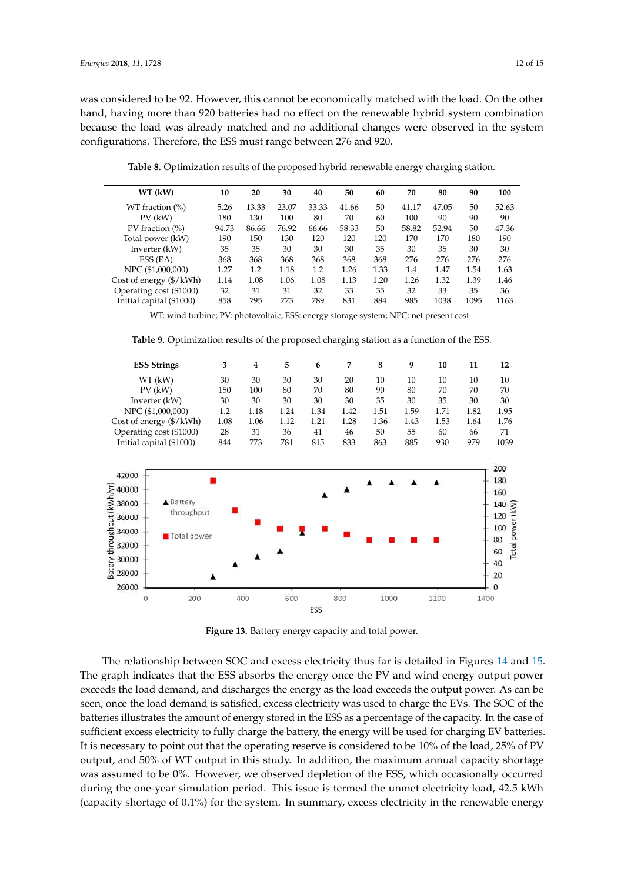was considered to be 92. However, this cannot be economically matched with the load. On the other hand, having more than 920 batteries had no effect on the renewable hybrid system combination because the load was already matched and no additional changes were observed in the system configurations. Therefore, the ESS must range between 276 and 920.

**Table 8.** Optimization results of the proposed hybrid renewable energy charging station.

| WT (kW) | 10 | 20 | 30 | 40 | 50 | 60 | 70 | 80 | 90 | 100 |
|---|---|---|---|---|---|---|---|---|---|---|
| WT fraction (%) | 5.26 | 13.33 | 23.07 | 33.33 | 41.66 | 50 | 41.17 | 47.05 | 50 | 52.63 |
| PV (kW) | 180 | 130 | 100 | 80 | 70 | 60 | 100 | 90 | 90 | 90 |
| PV fraction (%) | 94.73 | 86.66 | 76.92 | 66.66 | 58.33 | 50 | 58.82 | 52.94 | 50 | 47.36 |
| Total power (kW) | 190 | 150 | 130 | 120 | 120 | 120 | 170 | 170 | 180 | 190 |
| Inverter (kW) | 35 | 35 | 30 | 30 | 30 | 35 | 30 | 35 | 30 | 30 |
| ESS (EA) | 368 | 368 | 368 | 368 | 368 | 368 | 276 | 276 | 276 | 276 |
| NPC ($1,000,000) | 1.27 | 1.2 | 1.18 | 1.2 | 1.26 | 1.33 | 1.4 | 1.47 | 1.54 | 1.63 |
| Cost of energy ($/kWh) | 1.14 | 1.08 | 1.06 | 1.08 | 1.13 | 1.20 | 1.26 | 1.32 | 1.39 | 1.46 |
| Operating cost ($1000) | 32 | 31 | 31 | 32 | 33 | 35 | 32 | 33 | 35 | 36 |
| Initial capital ($1000) | 858 | 795 | 773 | 789 | 831 | 884 | 985 | 1038 | 1095 | 1163 |

WT: wind turbine; PV: photovoltaic; ESS: energy storage system; NPC: net present cost.

**Table 9.** Optimization results of the proposed charging station as a function of the ESS.

| ESS Strings | 3 | 4 | 5 | 6 | 7 | 8 | 9 | 10 | 11 | 12 |
|---|---|---|---|---|---|---|---|---|---|---|
| WT (kW) | 30 | 30 | 30 | 30 | 20 | 10 | 10 | 10 | 10 | 10 |
| PV (kW) | 150 | 100 | 80 | 70 | 80 | 90 | 80 | 70 | 70 | 70 |
| Inverter (kW) | 30 | 30 | 30 | 30 | 30 | 35 | 30 | 35 | 30 | 30 |
| NPC ($1,000,000) | 1.2 | 1.18 | 1.24 | 1.34 | 1.42 | 1.51 | 1.59 | 1.71 | 1.82 | 1.95 |
| Cost of energy ($/kWh) | 1.08 | 1.06 | 1.12 | 1.21 | 1.28 | 1.36 | 1.43 | 1.53 | 1.64 | 1.76 |
| Operating cost ($1000) | 28 | 31 | 36 | 41 | 46 | 50 | 55 | 60 | 66 | 71 |
| Initial capital ($1000) | 844 | 773 | 781 | 815 | 833 | 863 | 885 | 930 | 979 | 1039 |

**Figure 13.** Battery energy capacity and total power.

The relationship between SOC and excess electricity thus far is detailed in Figures 14 and 15. The graph indicates that the ESS absorbs the energy once the PV and wind energy output power exceeds the load demand, and discharges the energy as the load exceeds the output power. As can be seen, once the load demand is satisfied, excess electricity was used to charge the EVs. The SOC of the batteries illustrates the amount of energy stored in the ESS as a percentage of the capacity. In the case of sufficient excess electricity to fully charge the battery, the energy will be used for charging EV batteries. It is necessary to point out that the operating reserve is considered to be 10% of the load, 25% of PV output, and 50% of WT output in this study. In addition, the maximum annual capacity shortage was assumed to be 0%. However, we observed depletion of the ESS, which occasionally occurred during the one-year simulation period. This issue is termed the unmet electricity load, 42.5 kWh (capacity shortage of 0.1%) for the system. In summary, excess electricity in the renewable energy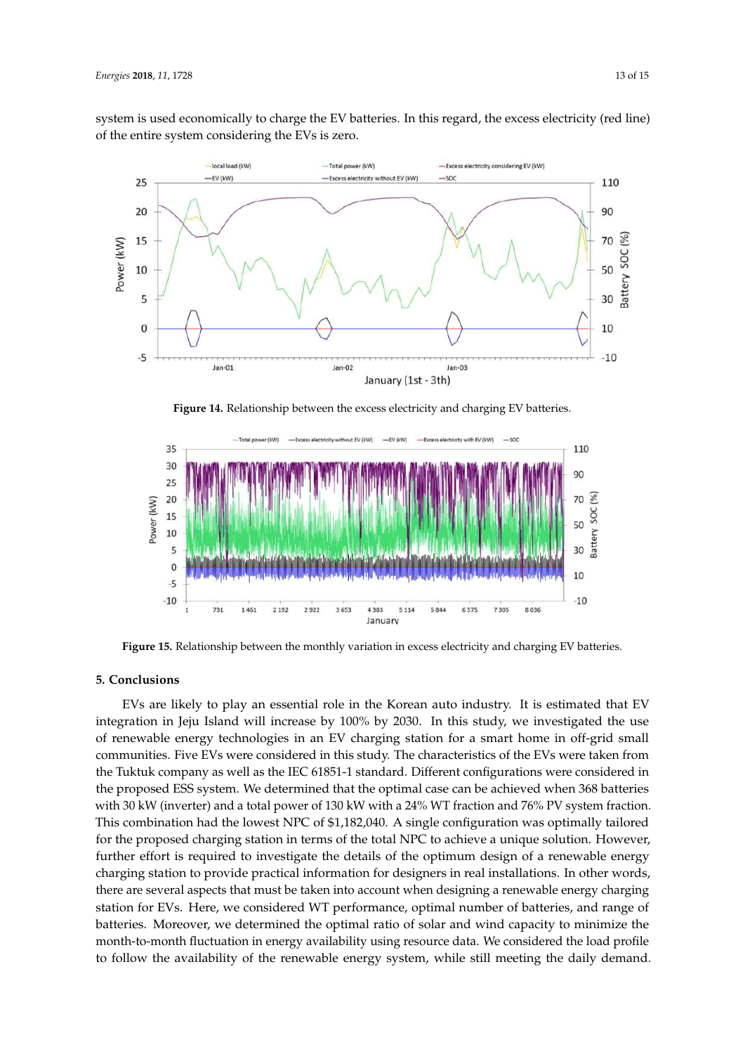system is used economically to charge the EV batteries. In this regard, the excess electricity (red line) of the entire system considering the EVs is zero.

**Figure 14.** Relationship between the excess electricity and charging EV batteries.

**Figure 15.** Relationship between the monthly variation in excess electricity and charging EV batteries.

## 5. Conclusions

EVs are likely to play an essential role in the Korean auto industry. It is estimated that EV integration in Jeju Island will increase by 100% by 2030. In this study, we investigated the use of renewable energy technologies in an EV charging station for a smart home in off-grid small communities. Five EVs were considered in this study. The characteristics of the EVs were taken from the Tuktuk company as well as the IEC 61851-1 standard. Different configurations were considered in the proposed ESS system. We determined that the optimal case can be achieved when 368 batteries with 30 kW (inverter) and a total power of 130 kW with a 24% WT fraction and 76% PV system fraction. This combination had the lowest NPC of $1,182,040. A single configuration was optimally tailored for the proposed charging station in terms of the total NPC to achieve a unique solution. However, further effort is required to investigate the details of the optimum design of a renewable energy charging station to provide practical information for designers in real installations. In other words, there are several aspects that must be taken into account when designing a renewable energy charging station for EVs. Here, we considered WT performance, optimal number of batteries, and range of batteries. Moreover, we determined the optimal ratio of solar and wind capacity to minimize the month-to-month fluctuation in energy availability using resource data. We considered the load profile to follow the availability of the renewable energy system, while still meeting the daily demand.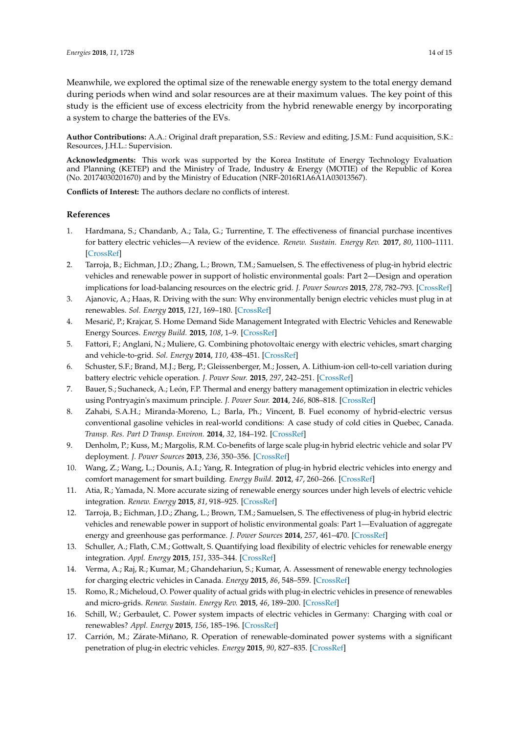Meanwhile, we explored the optimal size of the renewable energy system to the total energy demand during periods when wind and solar resources are at their maximum values. The key point of this study is the efficient use of excess electricity from the hybrid renewable energy by incorporating a system to charge the batteries of the EVs.

**Author Contributions:** A.A.: Original draft preparation, S.S.: Review and editing, J.S.M.: Fund acquisition, S.K.: Resources, J.H.L.: Supervision.

**Acknowledgments:** This work was supported by the Korea Institute of Energy Technology Evaluation and Planning (KETEP) and the Ministry of Trade, Industry & Energy (MOTIE) of the Republic of Korea (No. 20174030201670) and by the Ministry of Education (NRF-2016R1A6A1A03013567).

**Conflicts of Interest:** The authors declare no conflicts of interest.

## References

1. Hardmana, S.; Chandanb, A.; Tala, G.; Turrentine, T. The effectiveness of financial purchase incentives for battery electric vehicles—A review of the evidence. *Renew. Sustain. Energy Rev.* **2017**, *80*, 1100–1111. [CrossRef]
2. Tarroja, B.; Eichman, J.D.; Zhang, L.; Brown, T.M.; Samuelsen, S. The effectiveness of plug-in hybrid electric vehicles and renewable power in support of holistic environmental goals: Part 2—Design and operation implications for load-balancing resources on the electric grid. *J. Power Sources* **2015**, *278*, 782–793. [CrossRef]
3. Ajanovic, A.; Haas, R. Driving with the sun: Why environmentally benign electric vehicles must plug in at renewables. *Sol. Energy* **2015**, *121*, 169–180. [CrossRef]
4. Mesarić, P.; Krajcar, S. Home Demand Side Management Integrated with Electric Vehicles and Renewable Energy Sources. *Energy Build.* **2015**, *108*, 1–9. [CrossRef]
5. Fattori, F.; Anglani, N.; Muliere, G. Combining photovoltaic energy with electric vehicles, smart charging and vehicle-to-grid. *Sol. Energy* **2014**, *110*, 438–451. [CrossRef]
6. Schuster, S.F.; Brand, M.J.; Berg, P.; Gleissenberger, M.; Jossen, A. Lithium-ion cell-to-cell variation during battery electric vehicle operation. *J. Power Sour.* **2015**, *297*, 242–251. [CrossRef]
7. Bauer, S.; Suchaneck, A.; León, F.P. Thermal and energy battery management optimization in electric vehicles using Pontryagin's maximum principle. *J. Power Sour.* **2014**, *246*, 808–818. [CrossRef]
8. Zahabi, S.A.H.; Miranda-Moreno, L.; Barla, Ph.; Vincent, B. Fuel economy of hybrid-electric versus conventional gasoline vehicles in real-world conditions: A case study of cold cities in Quebec, Canada. *Transp. Res. Part D Transp. Environ.* **2014**, *32*, 184–192. [CrossRef]
9. Denholm, P.; Kuss, M.; Margolis, R.M. Co-benefits of large scale plug-in hybrid electric vehicle and solar PV deployment. *J. Power Sources* **2013**, *236*, 350–356. [CrossRef]
10. Wang, Z.; Wang, L.; Dounis, A.I.; Yang, R. Integration of plug-in hybrid electric vehicles into energy and comfort management for smart building. *Energy Build.* **2012**, *47*, 260–266. [CrossRef]
11. Atia, R.; Yamada, N. More accurate sizing of renewable energy sources under high levels of electric vehicle integration. *Renew. Energy* **2015**, *81*, 918–925. [CrossRef]
12. Tarroja, B.; Eichman, J.D.; Zhang, L.; Brown, T.M.; Samuelsen, S. The effectiveness of plug-in hybrid electric vehicles and renewable power in support of holistic environmental goals: Part 1—Evaluation of aggregate energy and greenhouse gas performance. *J. Power Sources* **2014**, *257*, 461–470. [CrossRef]
13. Schuller, A.; Flath, C.M.; Gottwalt, S. Quantifying load flexibility of electric vehicles for renewable energy integration. *Appl. Energy* **2015**, *151*, 335–344. [CrossRef]
14. Verma, A.; Raj, R.; Kumar, M.; Ghandehariun, S.; Kumar, A. Assessment of renewable energy technologies for charging electric vehicles in Canada. *Energy* **2015**, *86*, 548–559. [CrossRef]
15. Romo, R.; Micheloud, O. Power quality of actual grids with plug-in electric vehicles in presence of renewables and micro-grids. *Renew. Sustain. Energy Rev.* **2015**, *46*, 189–200. [CrossRef]
16. Schill, W.; Gerbaulet, C. Power system impacts of electric vehicles in Germany: Charging with coal or renewables? *Appl. Energy* **2015**, *156*, 185–196. [CrossRef]
17. Carrión, M.; Zárate-Miñano, R. Operation of renewable-dominated power systems with a significant penetration of plug-in electric vehicles. *Energy* **2015**, *90*, 827–835. [CrossRef]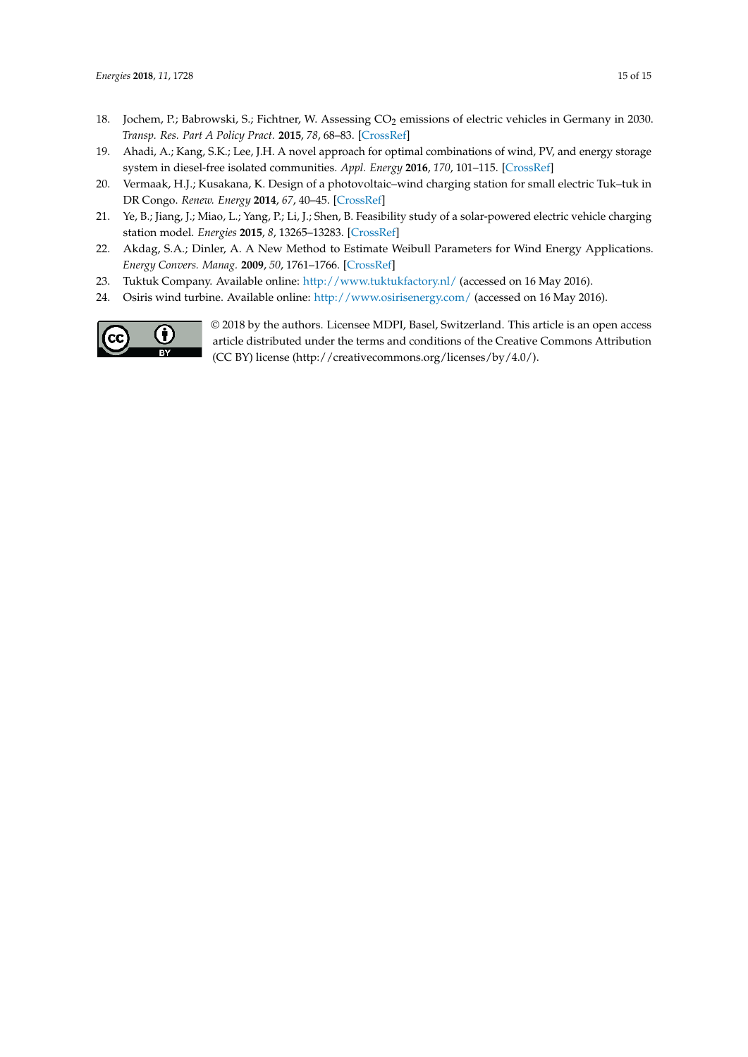18. Jochem, P.; Babrowski, S.; Fichtner, W. Assessing $CO_2$ emissions of electric vehicles in Germany in 2030. *Transp. Res. Part A Policy Pract.* **2015**, *78*, 68–83. [CrossRef]
19. Ahadi, A.; Kang, S.K.; Lee, J.H. A novel approach for optimal combinations of wind, PV, and energy storage system in diesel-free isolated communities. *Appl. Energy* **2016**, *170*, 101–115. [CrossRef]
20. Vermaak, H.J.; Kusakana, K. Design of a photovoltaic–wind charging station for small electric Tuk–tuk in DR Congo. *Renew. Energy* **2014**, *67*, 40–45. [CrossRef]
21. Ye, B.; Jiang, J.; Miao, L.; Yang, P.; Li, J.; Shen, B. Feasibility study of a solar-powered electric vehicle charging station model. *Energies* **2015**, *8*, 13265–13283. [CrossRef]
22. Akdag, S.A.; Dinler, A. A New Method to Estimate Weibull Parameters for Wind Energy Applications. *Energy Convers. Manag.* **2009**, *50*, 1761–1766. [CrossRef]
23. Tuktuk Company. Available online: http://www.tuktukfactory.nl/ (accessed on 16 May 2016).
24. Osiris wind turbine. Available online: http://www.osirisenergy.com/ (accessed on 16 May 2016).

© 2018 by the authors. Licensee MDPI, Basel, Switzerland. This article is an open access article distributed under the terms and conditions of the Creative Commons Attribution (CC BY) license (http://creativecommons.org/licenses/by/4.0/).